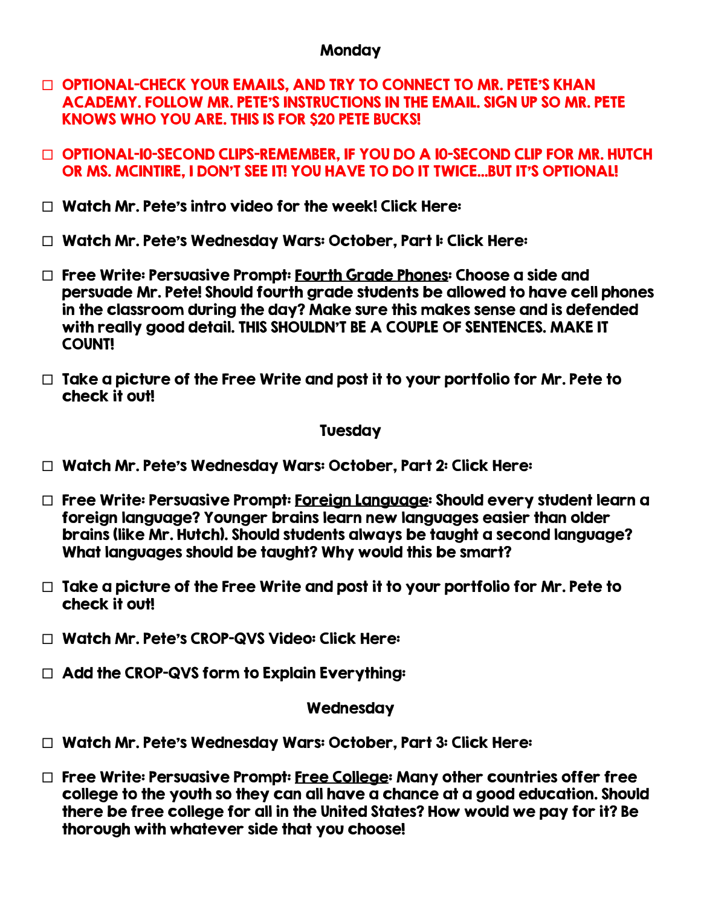## Monday

- ☐ **OPTIONAL-CHECK YOUR EMAILS, AND TRY TO CONNECT TO MR. PETE'S KHAN ACADEMY. FOLLOW MR. PETE'S INSTRUCTIONS IN THE EMAIL. SIGN UP SO MR. PETE KNOWS WHO YOU ARE. THIS IS FOR $20 PETE BUCKS!**

- ☐ **OPTIONAL-10-SECOND CLIPS-REMEMBER, IF YOU DO A 10-SECOND CLIP FOR MR. HUTCH OR MS. MCINTIRE, I DON'T SEE IT! YOU HAVE TO DO IT TWICE…BUT IT'S OPTIONAL!**

- ☐ **Watch Mr. Pete's intro video for the week! Click Here:**

- ☐ **Watch Mr. Pete's Wednesday Wars: October, Part I: Click Here:**

- ☐ **Free Write: Persuasive Prompt: <u>Fourth Grade Phones</u>: Choose a side and persuade Mr. Pete! Should fourth grade students be allowed to have cell phones in the classroom during the day? Make sure this makes sense and is defended with really good detail. THIS SHOULDN'T BE A COUPLE OF SENTENCES. MAKE IT COUNT!**

- ☐ **Take a picture of the Free Write and post it to your portfolio for Mr. Pete to check it out!**

## Tuesday

- ☐ **Watch Mr. Pete's Wednesday Wars: October, Part 2: Click Here:**

- ☐ **Free Write: Persuasive Prompt: <u>Foreign Language</u>: Should every student learn a foreign language? Younger brains learn new languages easier than older brains (like Mr. Hutch). Should students always be taught a second language? What languages should be taught? Why would this be smart?**

- ☐ **Take a picture of the Free Write and post it to your portfolio for Mr. Pete to check it out!**

- ☐ **Watch Mr. Pete's CROP-QVS Video: Click Here:**

- ☐ **Add the CROP-QVS form to Explain Everything:**

## Wednesday

- ☐ **Watch Mr. Pete's Wednesday Wars: October, Part 3: Click Here:**

- ☐ **Free Write: Persuasive Prompt: <u>Free College</u>: Many other countries offer free college to the youth so they can all have a chance at a good education. Should there be free college for all in the United States? How would we pay for it? Be thorough with whatever side that you choose!**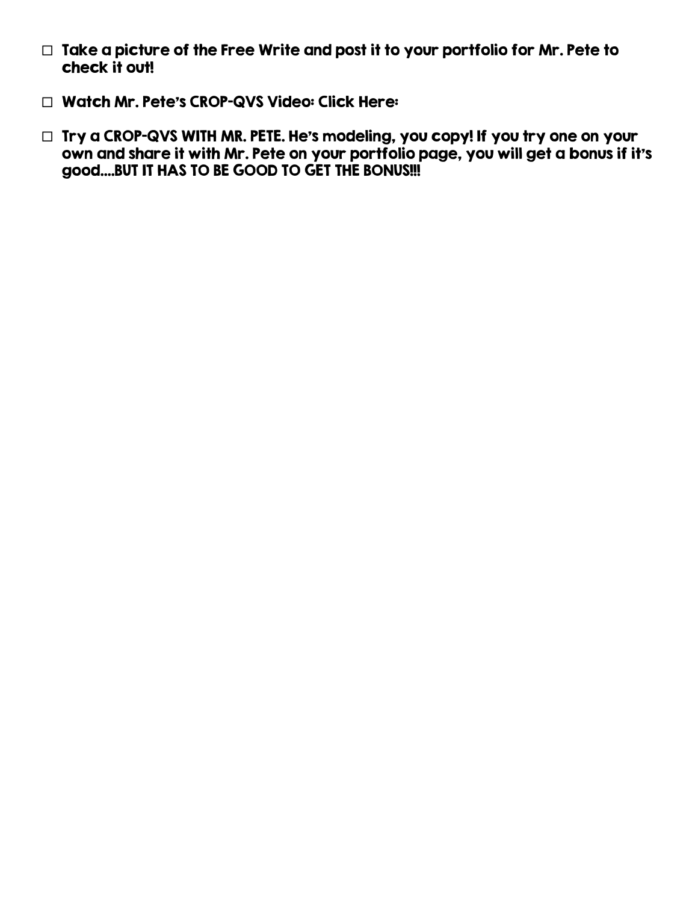- ☐ Take a picture of the Free Write and post it to your portfolio for Mr. Pete to check it out!
- ☐ Watch Mr. Pete's CROP-QVS Video: Click Here:
- ☐ Try a CROP-QVS WITH MR. PETE. He's modeling, you copy! If you try one on your own and share it with Mr. Pete on your portfolio page, you will get a bonus if it's good....BUT IT HAS TO BE GOOD TO GET THE BONUS!!!